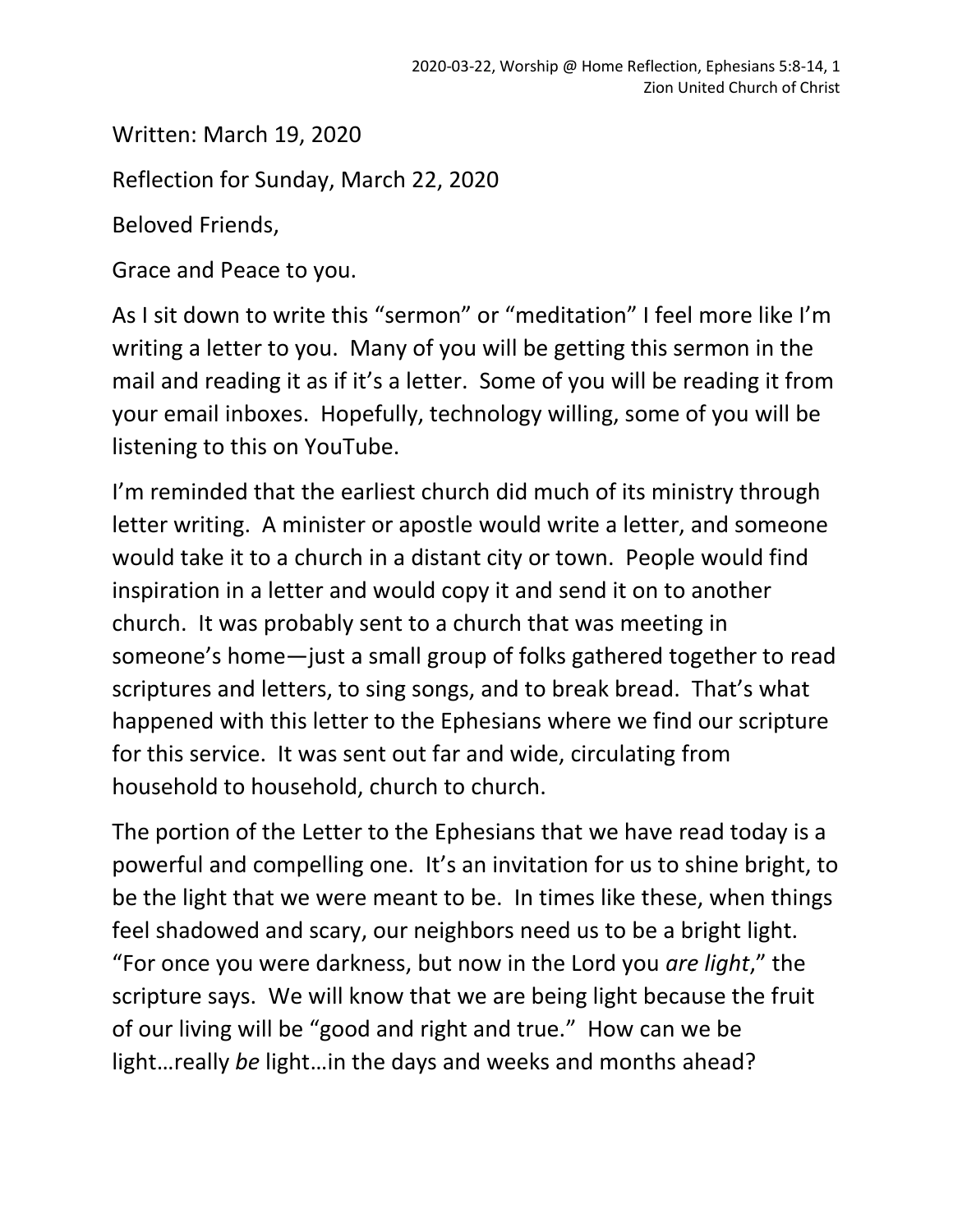Written: March 19, 2020

Reflection for Sunday, March 22, 2020

Beloved Friends,

Grace and Peace to you.

As I sit down to write this "sermon" or "meditation" I feel more like I'm writing a letter to you. Many of you will be getting this sermon in the mail and reading it as if it's a letter. Some of you will be reading it from your email inboxes. Hopefully, technology willing, some of you will be listening to this on YouTube.

I'm reminded that the earliest church did much of its ministry through letter writing. A minister or apostle would write a letter, and someone would take it to a church in a distant city or town. People would find inspiration in a letter and would copy it and send it on to another church. It was probably sent to a church that was meeting in someone's home—just a small group of folks gathered together to read scriptures and letters, to sing songs, and to break bread. That's what happened with this letter to the Ephesians where we find our scripture for this service. It was sent out far and wide, circulating from household to household, church to church.

The portion of the Letter to the Ephesians that we have read today is a powerful and compelling one. It's an invitation for us to shine bright, to be the light that we were meant to be. In times like these, when things feel shadowed and scary, our neighbors need us to be a bright light. "For once you were darkness, but now in the Lord you *are light*," the scripture says. We will know that we are being light because the fruit of our living will be "good and right and true." How can we be light…really *be* light…in the days and weeks and months ahead?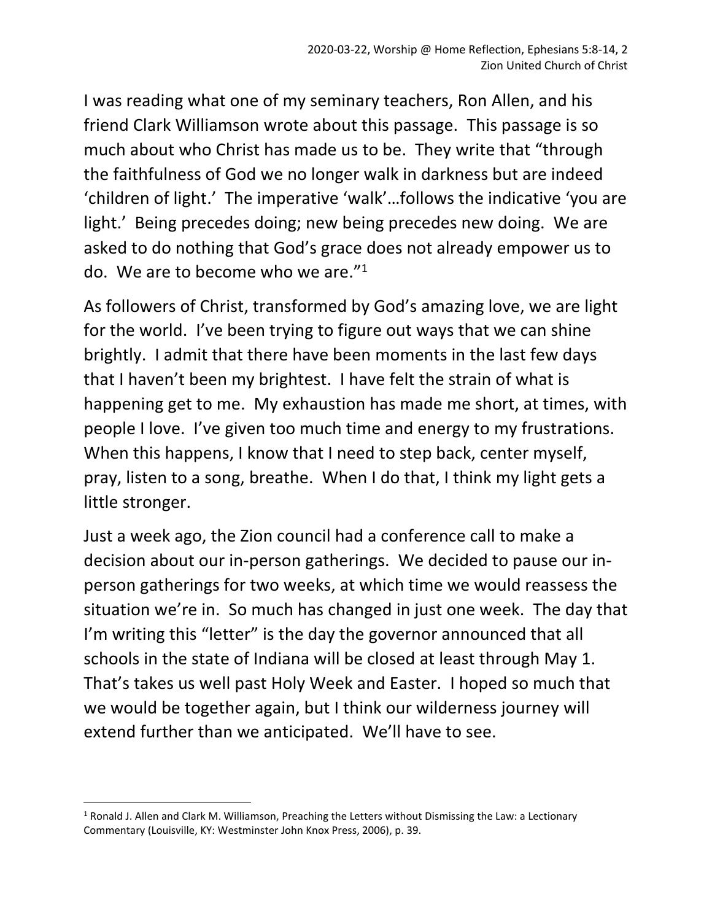I was reading what one of my seminary teachers, Ron Allen, and his friend Clark Williamson wrote about this passage. This passage is so much about who Christ has made us to be. They write that "through the faithfulness of God we no longer walk in darkness but are indeed 'children of light.' The imperative 'walk'…follows the indicative 'you are light.' Being precedes doing; new being precedes new doing. We are asked to do nothing that God's grace does not already empower us to do. We are to become who we are."[1]

As followers of Christ, transformed by God's amazing love, we are light for the world. I've been trying to figure out ways that we can shine brightly. I admit that there have been moments in the last few days that I haven't been my brightest. I have felt the strain of what is happening get to me. My exhaustion has made me short, at times, with people I love. I've given too much time and energy to my frustrations. When this happens, I know that I need to step back, center myself, pray, listen to a song, breathe. When I do that, I think my light gets a little stronger.

Just a week ago, the Zion council had a conference call to make a decision about our in-person gatherings. We decided to pause our in-person gatherings for two weeks, at which time we would reassess the situation we're in. So much has changed in just one week. The day that I'm writing this "letter" is the day the governor announced that all schools in the state of Indiana will be closed at least through May 1. That's takes us well past Holy Week and Easter. I hoped so much that we would be together again, but I think our wilderness journey will extend further than we anticipated. We'll have to see.

---

[1] Ronald J. Allen and Clark M. Williamson, Preaching the Letters without Dismissing the Law: a Lectionary Commentary (Louisville, KY: Westminster John Knox Press, 2006), p. 39.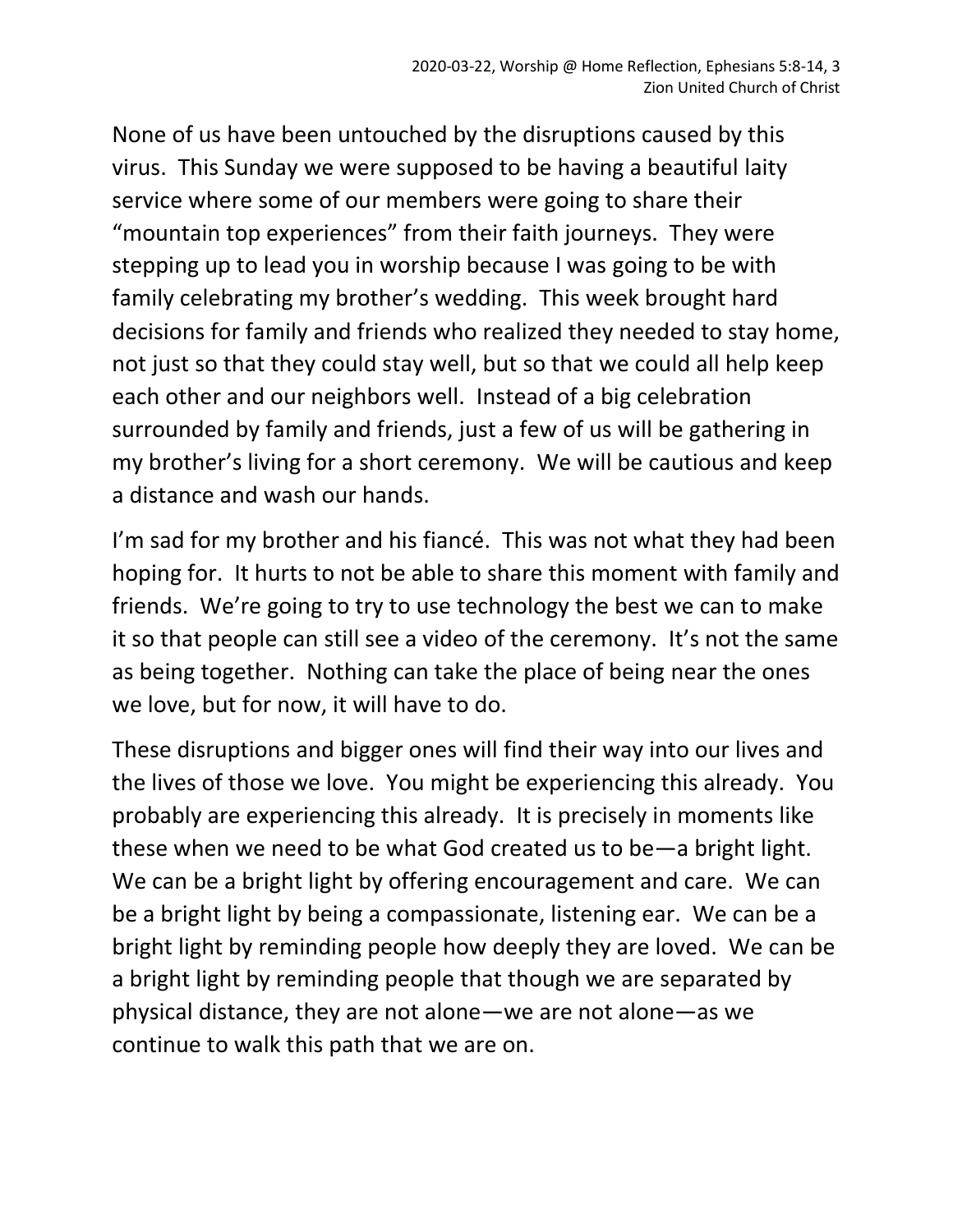None of us have been untouched by the disruptions caused by this virus. This Sunday we were supposed to be having a beautiful laity service where some of our members were going to share their "mountain top experiences" from their faith journeys. They were stepping up to lead you in worship because I was going to be with family celebrating my brother's wedding. This week brought hard decisions for family and friends who realized they needed to stay home, not just so that they could stay well, but so that we could all help keep each other and our neighbors well. Instead of a big celebration surrounded by family and friends, just a few of us will be gathering in my brother's living for a short ceremony. We will be cautious and keep a distance and wash our hands.

I'm sad for my brother and his fiancé. This was not what they had been hoping for. It hurts to not be able to share this moment with family and friends. We're going to try to use technology the best we can to make it so that people can still see a video of the ceremony. It's not the same as being together. Nothing can take the place of being near the ones we love, but for now, it will have to do.

These disruptions and bigger ones will find their way into our lives and the lives of those we love. You might be experiencing this already. You probably are experiencing this already. It is precisely in moments like these when we need to be what God created us to be—a bright light. We can be a bright light by offering encouragement and care. We can be a bright light by being a compassionate, listening ear. We can be a bright light by reminding people how deeply they are loved. We can be a bright light by reminding people that though we are separated by physical distance, they are not alone—we are not alone—as we continue to walk this path that we are on.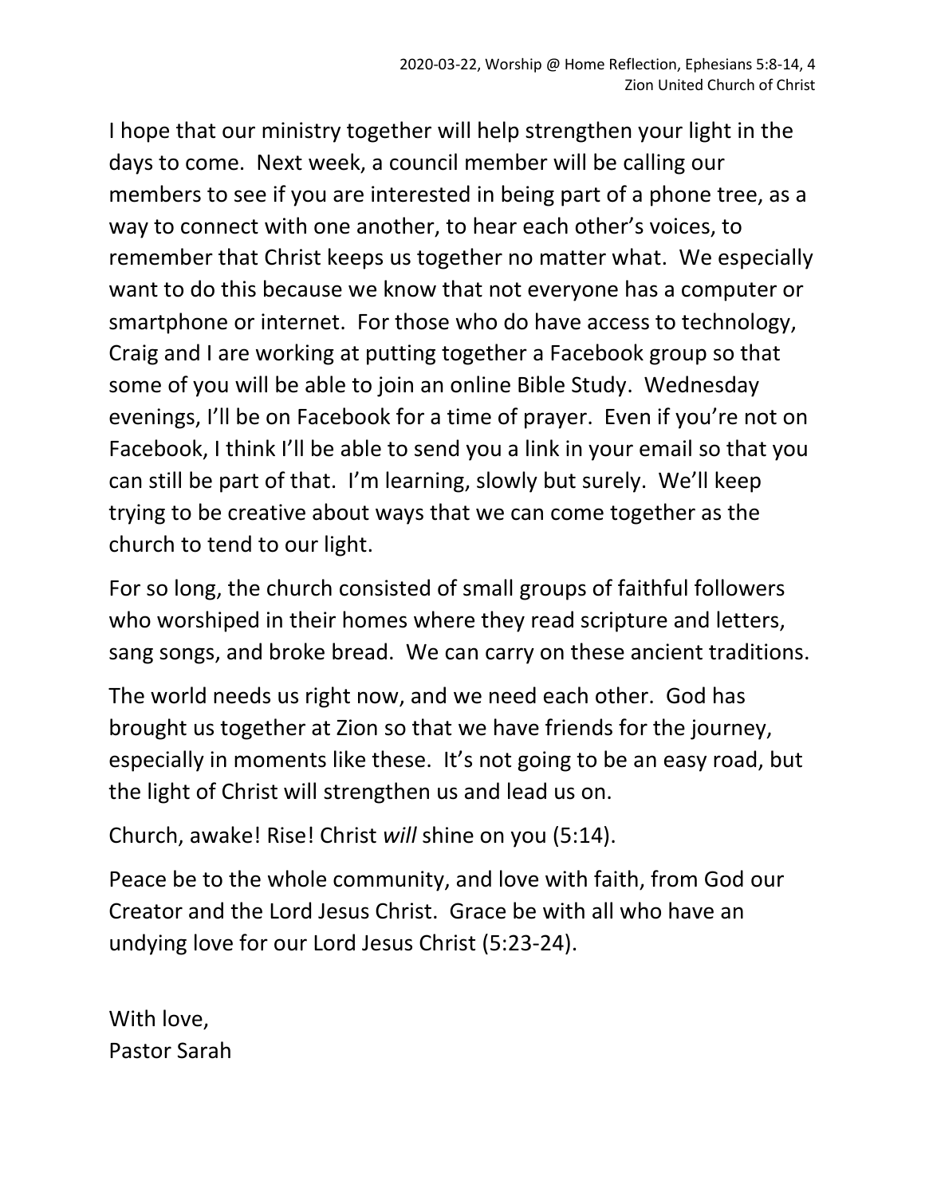I hope that our ministry together will help strengthen your light in the days to come. Next week, a council member will be calling our members to see if you are interested in being part of a phone tree, as a way to connect with one another, to hear each other's voices, to remember that Christ keeps us together no matter what. We especially want to do this because we know that not everyone has a computer or smartphone or internet. For those who do have access to technology, Craig and I are working at putting together a Facebook group so that some of you will be able to join an online Bible Study. Wednesday evenings, I'll be on Facebook for a time of prayer. Even if you're not on Facebook, I think I'll be able to send you a link in your email so that you can still be part of that. I'm learning, slowly but surely. We'll keep trying to be creative about ways that we can come together as the church to tend to our light.

For so long, the church consisted of small groups of faithful followers who worshiped in their homes where they read scripture and letters, sang songs, and broke bread. We can carry on these ancient traditions.

The world needs us right now, and we need each other. God has brought us together at Zion so that we have friends for the journey, especially in moments like these. It's not going to be an easy road, but the light of Christ will strengthen us and lead us on.

Church, awake! Rise! Christ *will* shine on you (5:14).

Peace be to the whole community, and love with faith, from God our Creator and the Lord Jesus Christ. Grace be with all who have an undying love for our Lord Jesus Christ (5:23-24).

With love,
Pastor Sarah